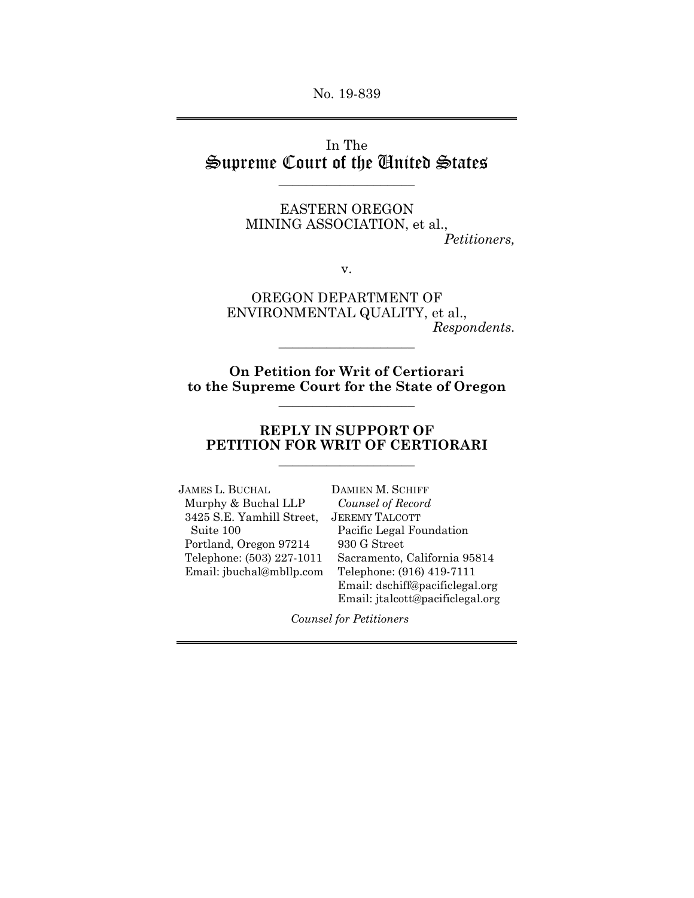No. 19-839

In The
# Supreme Court of the United States

---

EASTERN OREGON
MINING ASSOCIATION, et al.,
*Petitioners,*

v.

OREGON DEPARTMENT OF
ENVIRONMENTAL QUALITY, et al.,
*Respondents.*

---

**On Petition for Writ of Certiorari
to the Supreme Court for the State of Oregon**

---

## REPLY IN SUPPORT OF
## PETITION FOR WRIT OF CERTIORARI

---

JAMES L. BUCHAL
Murphy & Buchal LLP
3425 S.E. Yamhill Street,
Suite 100
Portland, Oregon 97214
Telephone: (503) 227-1011
Email: jbuchal@mbllp.com

DAMIEN M. SCHIFF
*Counsel of Record*
JEREMY TALCOTT
Pacific Legal Foundation
930 G Street
Sacramento, California 95814
Telephone: (916) 419-7111
Email: dschiff@pacificlegal.org
Email: jtalcott@pacificlegal.org

*Counsel for Petitioners*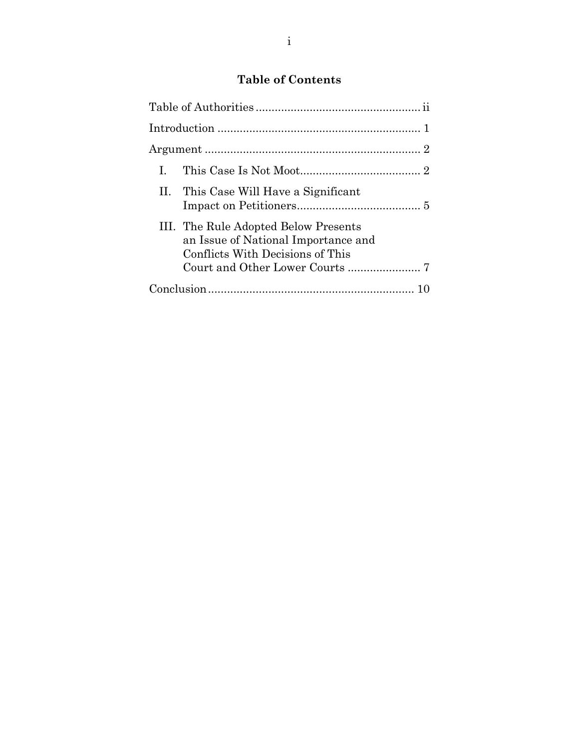# Table of Contents

Table of Authorities .................................................... ii

Introduction ................................................................ 1

Argument .................................................................... 2

- I. This Case Is Not Moot...................................... 2
- II. This Case Will Have a Significant Impact on Petitioners....................................... 5
- III. The Rule Adopted Below Presents an Issue of National Importance and Conflicts With Decisions of This Court and Other Lower Courts ....................... 7

Conclusion ................................................................. 10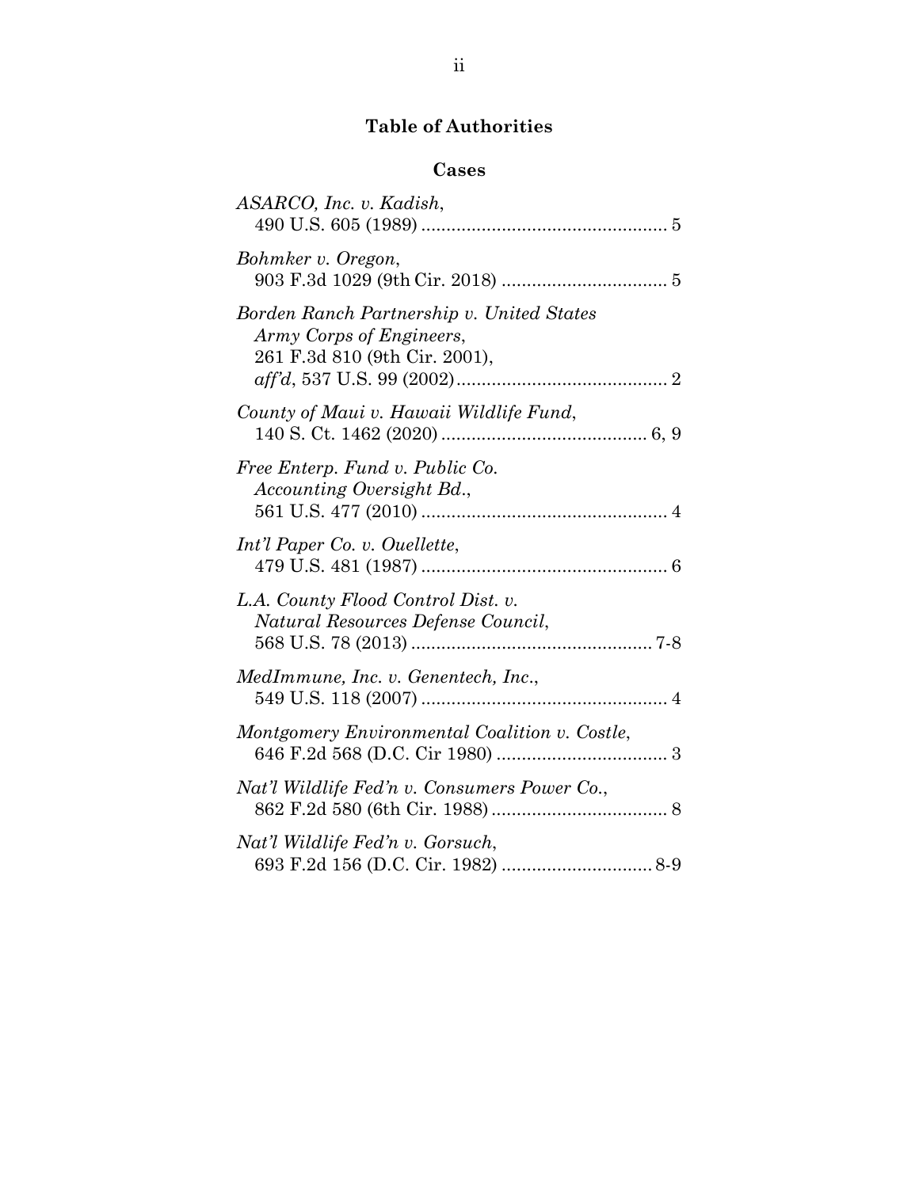# Table of Authorities

## Cases

*ASARCO, Inc. v. Kadish*,
490 U.S. 605 (1989) ................................................ 5

*Bohmker v. Oregon*,
903 F.3d 1029 (9th Cir. 2018) ................................ 5

*Borden Ranch Partnership v. United States Army Corps of Engineers*,
261 F.3d 810 (9th Cir. 2001),
*aff'd*, 537 U.S. 99 (2002) ......................................... 2

*County of Maui v. Hawaii Wildlife Fund*,
140 S. Ct. 1462 (2020) ........................................ 6, 9

*Free Enterp. Fund v. Public Co. Accounting Oversight Bd.*,
561 U.S. 477 (2010) ................................................ 4

*Int'l Paper Co. v. Ouellette*,
479 U.S. 481 (1987) ................................................ 6

*L.A. County Flood Control Dist. v. Natural Resources Defense Council*,
568 U.S. 78 (2013) .............................................. 7-8

*MedImmune, Inc. v. Genentech, Inc.*,
549 U.S. 118 (2007) ................................................ 4

*Montgomery Environmental Coalition v. Costle*,
646 F.2d 568 (D.C. Cir 1980) .................................. 3

*Nat'l Wildlife Fed'n v. Consumers Power Co.*,
862 F.2d 580 (6th Cir. 1988) ................................... 8

*Nat'l Wildlife Fed'n v. Gorsuch*,
693 F.2d 156 (D.C. Cir. 1982) ............................. 8-9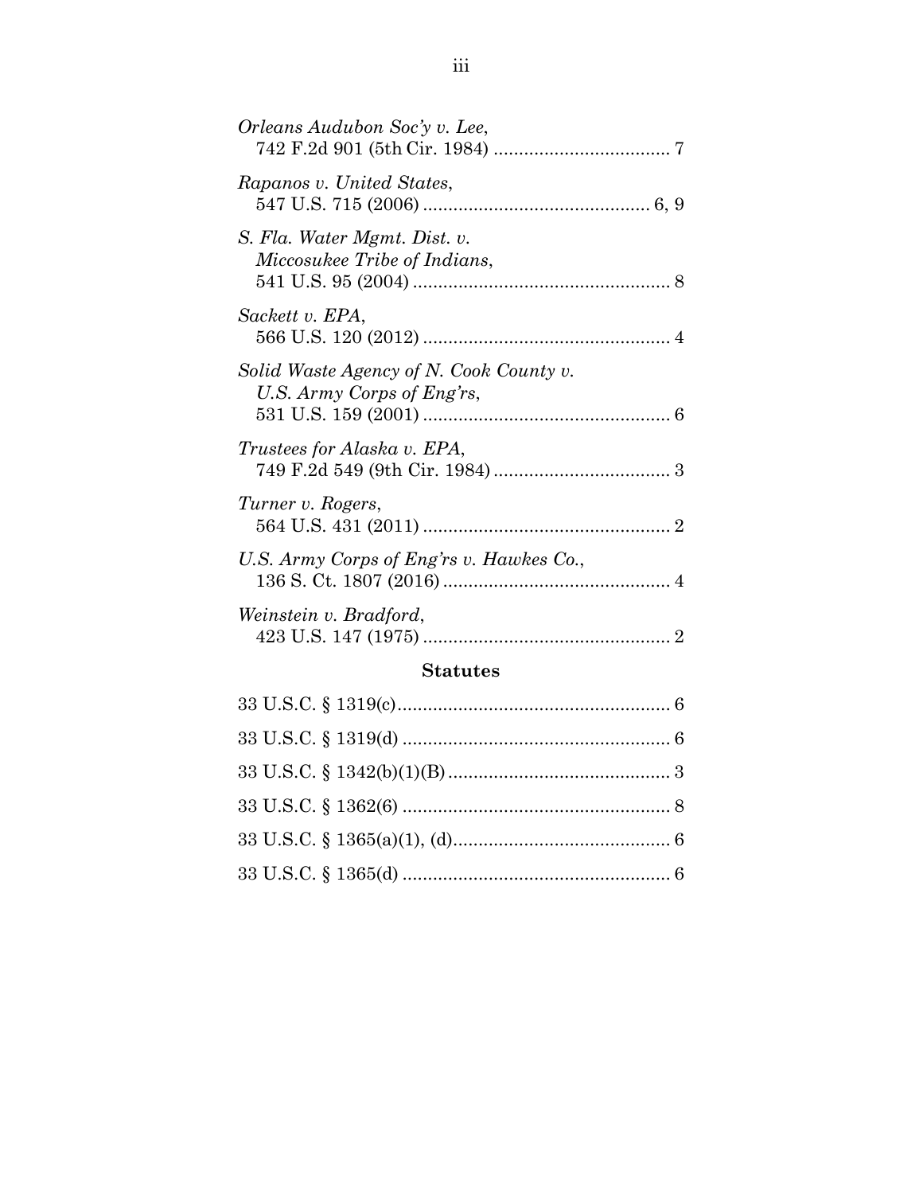*Orleans Audubon Soc'y v. Lee*,
742 F.2d 901 (5th Cir. 1984) .................................. 7

*Rapanos v. United States*,
547 U.S. 715 (2006) ............................................ 6, 9

*S. Fla. Water Mgmt. Dist. v.*
*Miccosukee Tribe of Indians*,
541 U.S. 95 (2004) .................................................. 8

*Sackett v. EPA*,
566 U.S. 120 (2012) ................................................ 4

*Solid Waste Agency of N. Cook County v.*
*U.S. Army Corps of Eng'rs*,
531 U.S. 159 (2001) ................................................ 6

*Trustees for Alaska v. EPA*,
749 F.2d 549 (9th Cir. 1984) .................................. 3

*Turner v. Rogers*,
564 U.S. 431 (2011) ................................................ 2

*U.S. Army Corps of Eng'rs v. Hawkes Co.*,
136 S. Ct. 1807 (2016) ............................................ 4

*Weinstein v. Bradford*,
423 U.S. 147 (1975) ................................................ 2

**Statutes**

33 U.S.C. § 1319(c)...................................................... 6

33 U.S.C. § 1319(d) ..................................................... 6

33 U.S.C. § 1342(b)(1)(B) ............................................ 3

33 U.S.C. § 1362(6) ..................................................... 8

33 U.S.C. § 1365(a)(1), (d)........................................... 6

33 U.S.C. § 1365(d) ..................................................... 6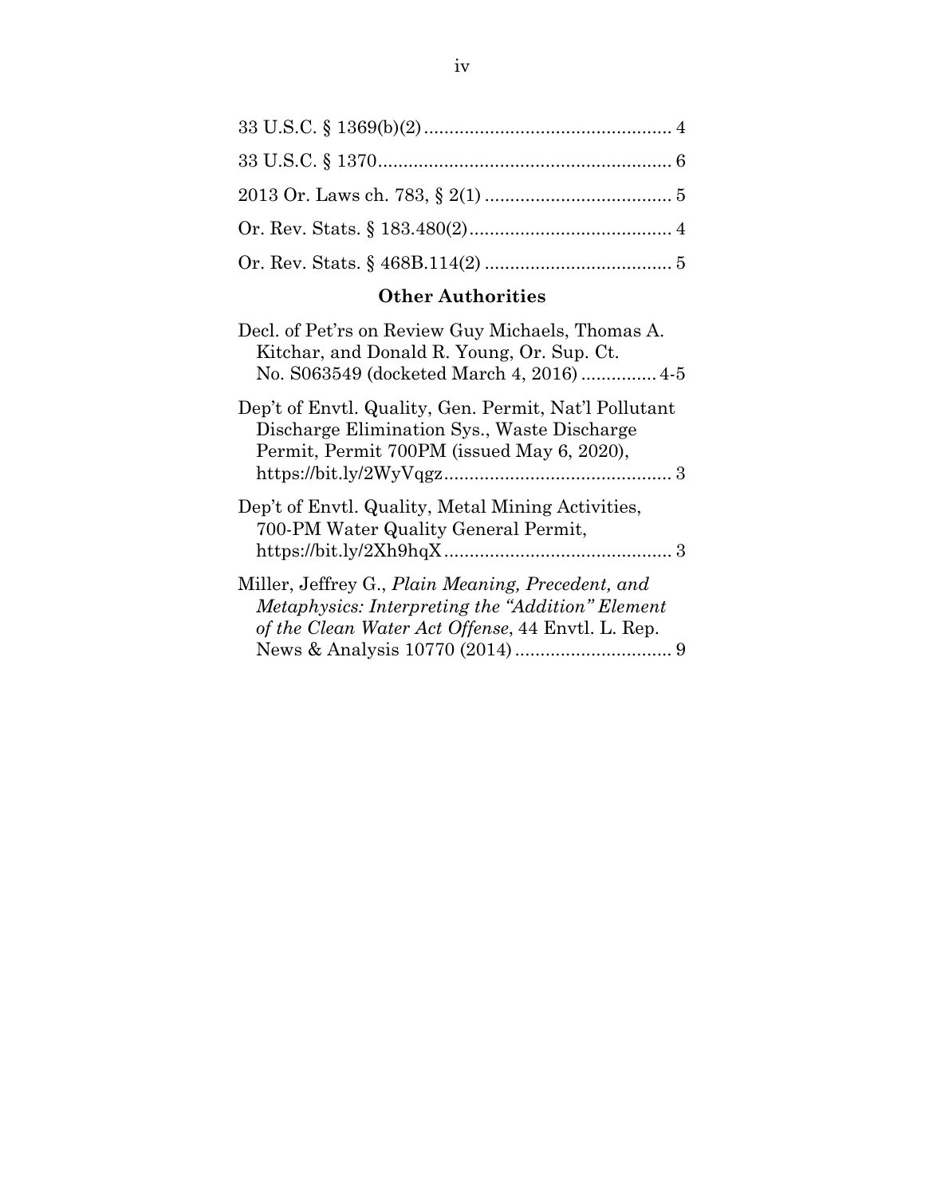33 U.S.C. § 1369(b)(2) ................................................ 4

33 U.S.C. § 1370......................................................... 6

2013 Or. Laws ch. 783, § 2(1) .................................... 5

Or. Rev. Stats. § 183.480(2)........................................ 4

Or. Rev. Stats. § 468B.114(2) ..................................... 5

## Other Authorities

Decl. of Pet'rs on Review Guy Michaels, Thomas A. Kitchar, and Donald R. Young, Or. Sup. Ct. No. S063549 (docketed March 4, 2016) ............... 4-5

Dep't of Envtl. Quality, Gen. Permit, Nat'l Pollutant Discharge Elimination Sys., Waste Discharge Permit, Permit 700PM (issued May 6, 2020), https://bit.ly/2WyVqgz............................................. 3

Dep't of Envtl. Quality, Metal Mining Activities, 700-PM Water Quality General Permit, https://bit.ly/2Xh9hqX............................................. 3

Miller, Jeffrey G., *Plain Meaning, Precedent, and Metaphysics: Interpreting the "Addition" Element of the Clean Water Act Offense*, 44 Envtl. L. Rep. News & Analysis 10770 (2014) ............................... 9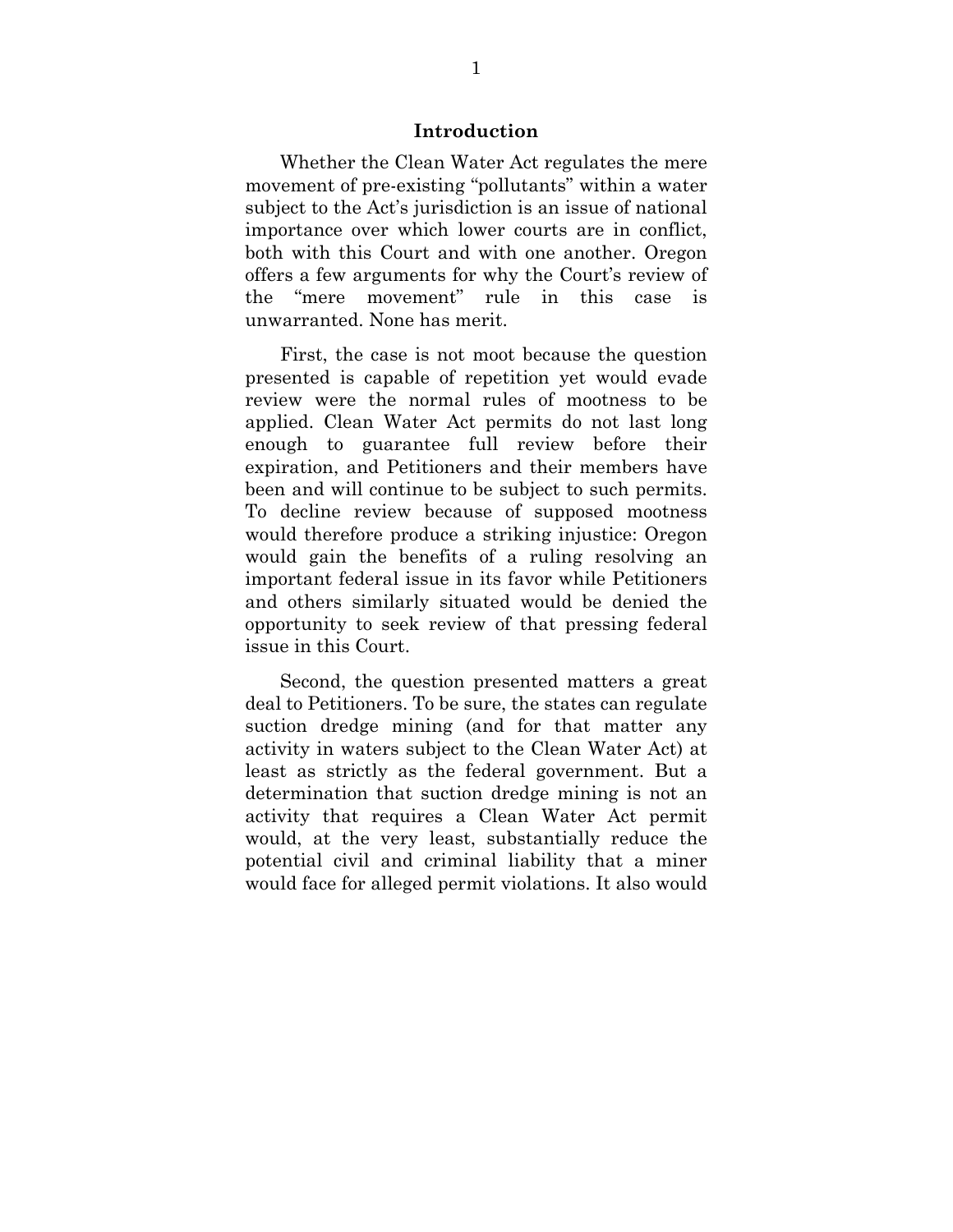## Introduction

Whether the Clean Water Act regulates the mere movement of pre-existing "pollutants" within a water subject to the Act's jurisdiction is an issue of national importance over which lower courts are in conflict, both with this Court and with one another. Oregon offers a few arguments for why the Court's review of the "mere movement" rule in this case is unwarranted. None has merit.

First, the case is not moot because the question presented is capable of repetition yet would evade review were the normal rules of mootness to be applied. Clean Water Act permits do not last long enough to guarantee full review before their expiration, and Petitioners and their members have been and will continue to be subject to such permits. To decline review because of supposed mootness would therefore produce a striking injustice: Oregon would gain the benefits of a ruling resolving an important federal issue in its favor while Petitioners and others similarly situated would be denied the opportunity to seek review of that pressing federal issue in this Court.

Second, the question presented matters a great deal to Petitioners. To be sure, the states can regulate suction dredge mining (and for that matter any activity in waters subject to the Clean Water Act) at least as strictly as the federal government. But a determination that suction dredge mining is not an activity that requires a Clean Water Act permit would, at the very least, substantially reduce the potential civil and criminal liability that a miner would face for alleged permit violations. It also would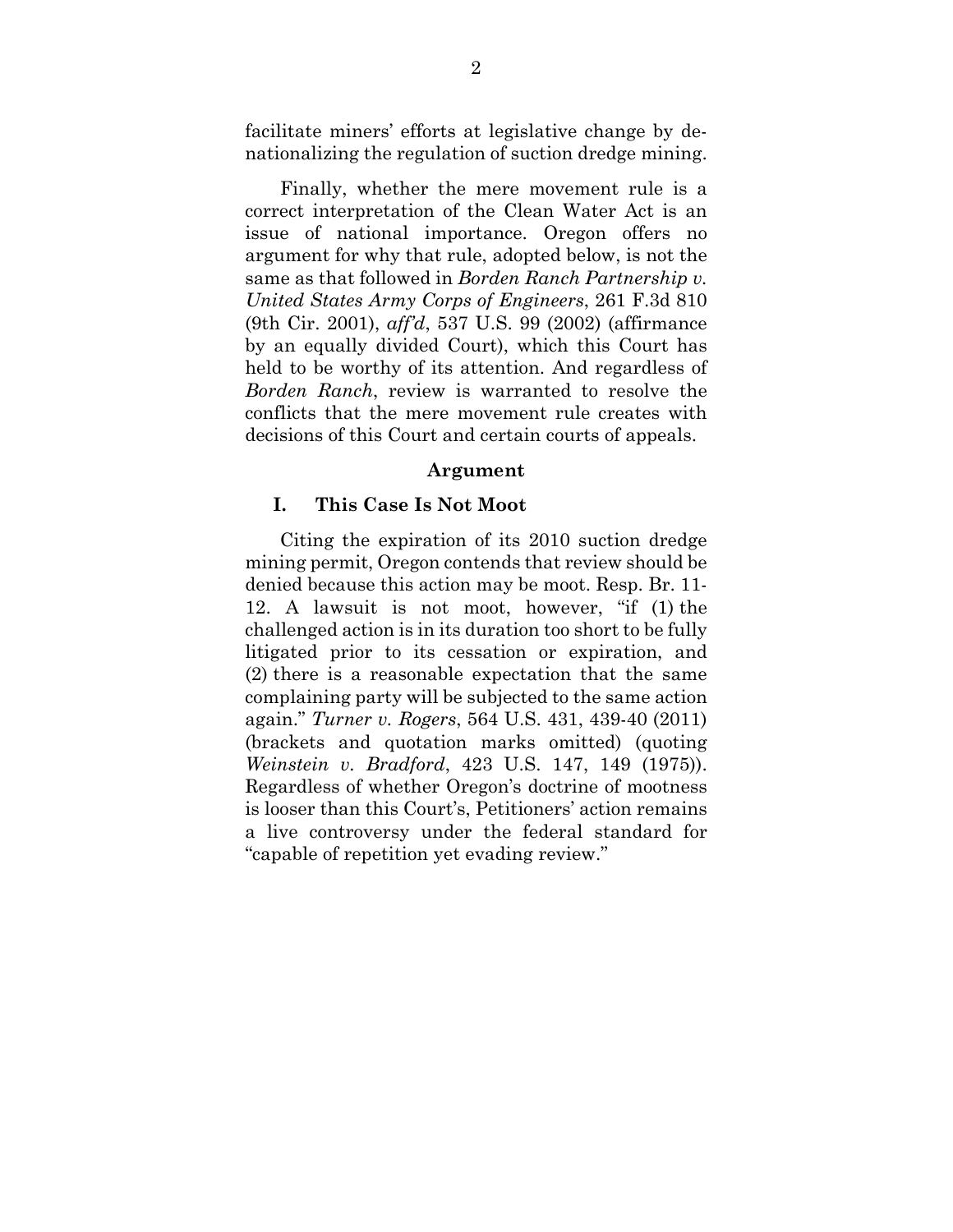facilitate miners' efforts at legislative change by denationalizing the regulation of suction dredge mining.

Finally, whether the mere movement rule is a correct interpretation of the Clean Water Act is an issue of national importance. Oregon offers no argument for why that rule, adopted below, is not the same as that followed in *Borden Ranch Partnership v. United States Army Corps of Engineers*, 261 F.3d 810 (9th Cir. 2001), *aff'd*, 537 U.S. 99 (2002) (affirmance by an equally divided Court), which this Court has held to be worthy of its attention. And regardless of *Borden Ranch*, review is warranted to resolve the conflicts that the mere movement rule creates with decisions of this Court and certain courts of appeals.

## Argument

### I. This Case Is Not Moot

Citing the expiration of its 2010 suction dredge mining permit, Oregon contends that review should be denied because this action may be moot. Resp. Br. 11-12. A lawsuit is not moot, however, "if (1) the challenged action is in its duration too short to be fully litigated prior to its cessation or expiration, and (2) there is a reasonable expectation that the same complaining party will be subjected to the same action again." *Turner v. Rogers*, 564 U.S. 431, 439-40 (2011) (brackets and quotation marks omitted) (quoting *Weinstein v. Bradford*, 423 U.S. 147, 149 (1975)). Regardless of whether Oregon's doctrine of mootness is looser than this Court's, Petitioners' action remains a live controversy under the federal standard for "capable of repetition yet evading review."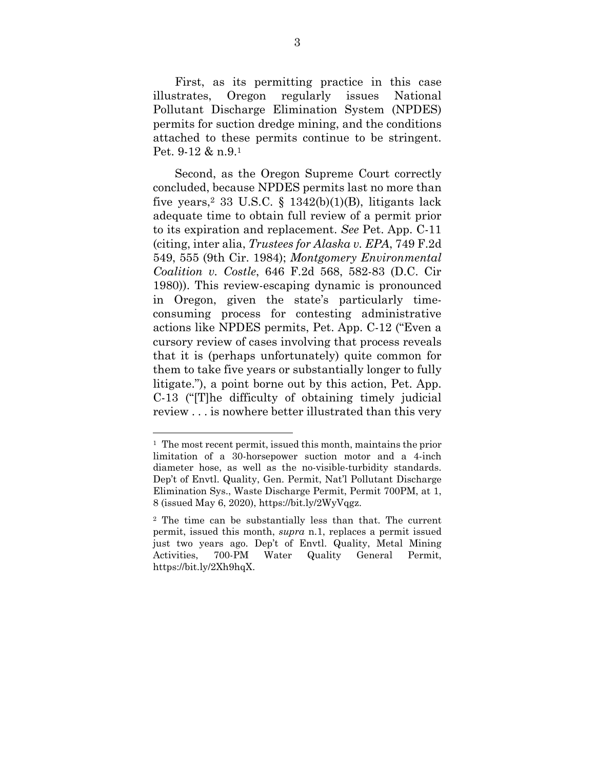First, as its permitting practice in this case illustrates, Oregon regularly issues National Pollutant Discharge Elimination System (NPDES) permits for suction dredge mining, and the conditions attached to these permits continue to be stringent. Pet. 9-12 & n.9.[1]

Second, as the Oregon Supreme Court correctly concluded, because NPDES permits last no more than five years,[2] 33 U.S.C. § 1342(b)(1)(B), litigants lack adequate time to obtain full review of a permit prior to its expiration and replacement. *See* Pet. App. C-11 (citing, inter alia, *Trustees for Alaska v. EPA*, 749 F.2d 549, 555 (9th Cir. 1984); *Montgomery Environmental Coalition v. Costle*, 646 F.2d 568, 582-83 (D.C. Cir 1980)). This review-escaping dynamic is pronounced in Oregon, given the state's particularly time-consuming process for contesting administrative actions like NPDES permits, Pet. App. C-12 ("Even a cursory review of cases involving that process reveals that it is (perhaps unfortunately) quite common for them to take five years or substantially longer to fully litigate."), a point borne out by this action, Pet. App. C-13 ("[T]he difficulty of obtaining timely judicial review . . . is nowhere better illustrated than this very

---

[1] The most recent permit, issued this month, maintains the prior limitation of a 30-horsepower suction motor and a 4-inch diameter hose, as well as the no-visible-turbidity standards. Dep't of Envtl. Quality, Gen. Permit, Nat'l Pollutant Discharge Elimination Sys., Waste Discharge Permit, Permit 700PM, at 1, 8 (issued May 6, 2020), https://bit.ly/2WyVqgz.

[2] The time can be substantially less than that. The current permit, issued this month, *supra* n.1, replaces a permit issued just two years ago. Dep't of Envtl. Quality, Metal Mining Activities, 700-PM Water Quality General Permit, https://bit.ly/2Xh9hqX.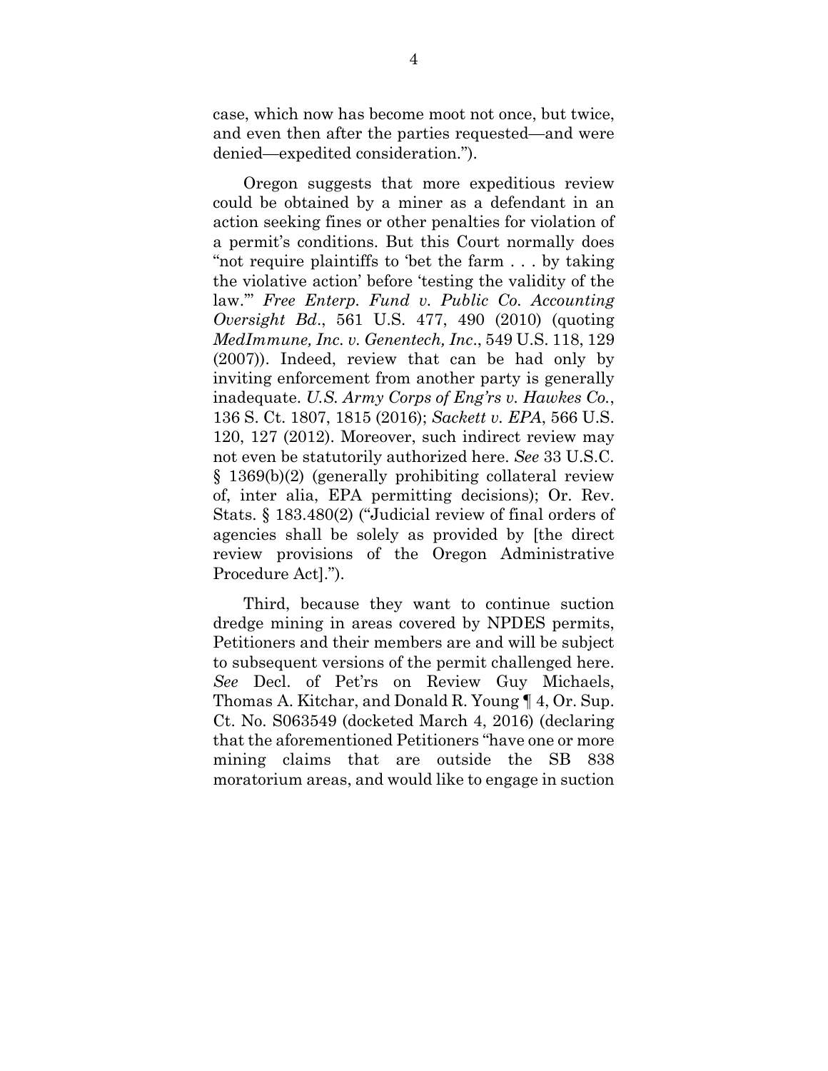case, which now has become moot not once, but twice, and even then after the parties requested—and were denied—expedited consideration.").

Oregon suggests that more expeditious review could be obtained by a miner as a defendant in an action seeking fines or other penalties for violation of a permit's conditions. But this Court normally does "not require plaintiffs to 'bet the farm . . . by taking the violative action' before 'testing the validity of the law.'" *Free Enterp. Fund v. Public Co. Accounting Oversight Bd*., 561 U.S. 477, 490 (2010) (quoting *MedImmune, Inc. v. Genentech, Inc*., 549 U.S. 118, 129 (2007)). Indeed, review that can be had only by inviting enforcement from another party is generally inadequate. *U.S. Army Corps of Eng'rs v. Hawkes Co.*, 136 S. Ct. 1807, 1815 (2016); *Sackett v. EPA*, 566 U.S. 120, 127 (2012). Moreover, such indirect review may not even be statutorily authorized here. *See* 33 U.S.C. § 1369(b)(2) (generally prohibiting collateral review of, inter alia, EPA permitting decisions); Or. Rev. Stats. § 183.480(2) ("Judicial review of final orders of agencies shall be solely as provided by [the direct review provisions of the Oregon Administrative Procedure Act].").

Third, because they want to continue suction dredge mining in areas covered by NPDES permits, Petitioners and their members are and will be subject to subsequent versions of the permit challenged here. *See* Decl. of Pet'rs on Review Guy Michaels, Thomas A. Kitchar, and Donald R. Young ¶ 4, Or. Sup. Ct. No. S063549 (docketed March 4, 2016) (declaring that the aforementioned Petitioners "have one or more mining claims that are outside the SB 838 moratorium areas, and would like to engage in suction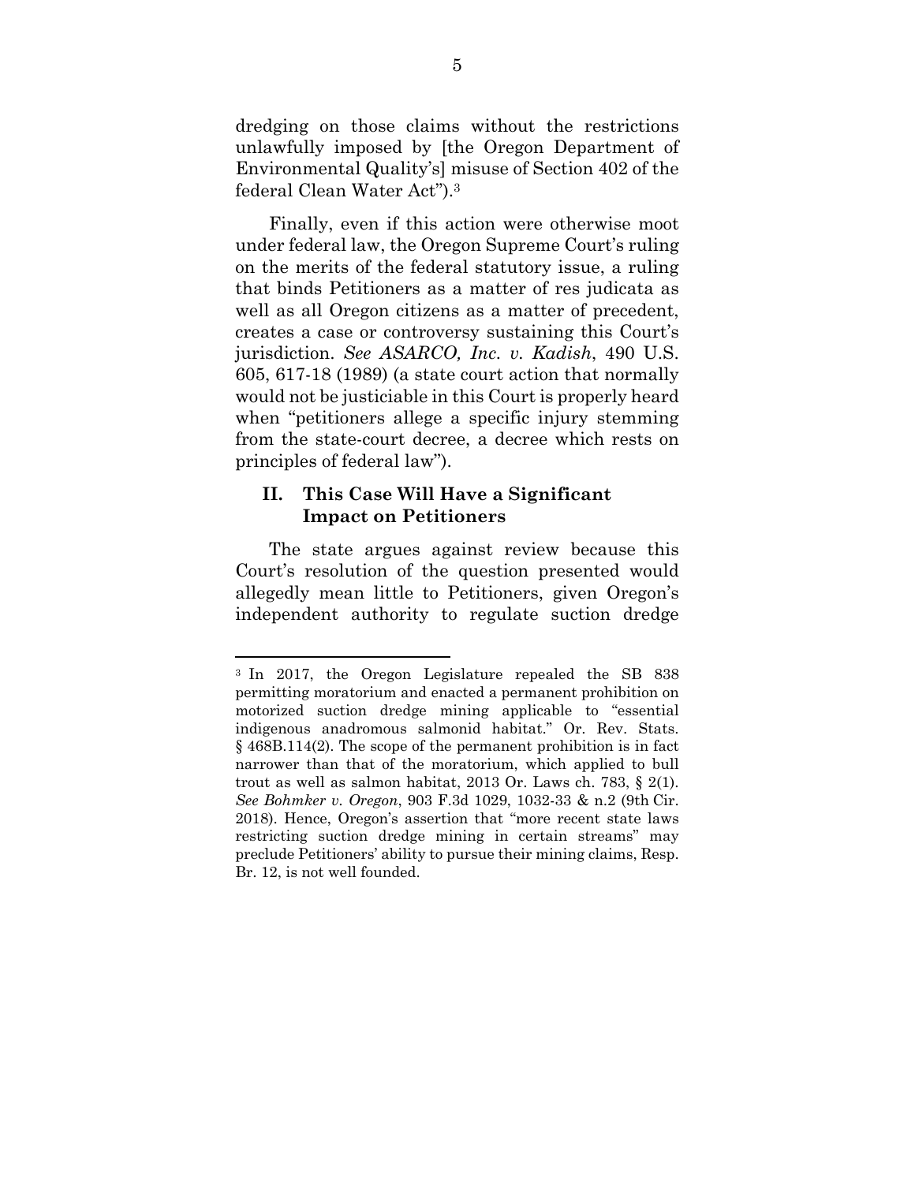dredging on those claims without the restrictions unlawfully imposed by [the Oregon Department of Environmental Quality's] misuse of Section 402 of the federal Clean Water Act").[3]

Finally, even if this action were otherwise moot under federal law, the Oregon Supreme Court's ruling on the merits of the federal statutory issue, a ruling that binds Petitioners as a matter of res judicata as well as all Oregon citizens as a matter of precedent, creates a case or controversy sustaining this Court's jurisdiction. *See ASARCO, Inc. v. Kadish*, 490 U.S. 605, 617-18 (1989) (a state court action that normally would not be justiciable in this Court is properly heard when "petitioners allege a specific injury stemming from the state-court decree, a decree which rests on principles of federal law").

## II. This Case Will Have a Significant Impact on Petitioners

The state argues against review because this Court's resolution of the question presented would allegedly mean little to Petitioners, given Oregon's independent authority to regulate suction dredge

---

[3] In 2017, the Oregon Legislature repealed the SB 838 permitting moratorium and enacted a permanent prohibition on motorized suction dredge mining applicable to "essential indigenous anadromous salmonid habitat." Or. Rev. Stats. § 468B.114(2). The scope of the permanent prohibition is in fact narrower than that of the moratorium, which applied to bull trout as well as salmon habitat, 2013 Or. Laws ch. 783, § 2(1). *See Bohmker v. Oregon*, 903 F.3d 1029, 1032-33 & n.2 (9th Cir. 2018). Hence, Oregon's assertion that "more recent state laws restricting suction dredge mining in certain streams" may preclude Petitioners' ability to pursue their mining claims, Resp. Br. 12, is not well founded.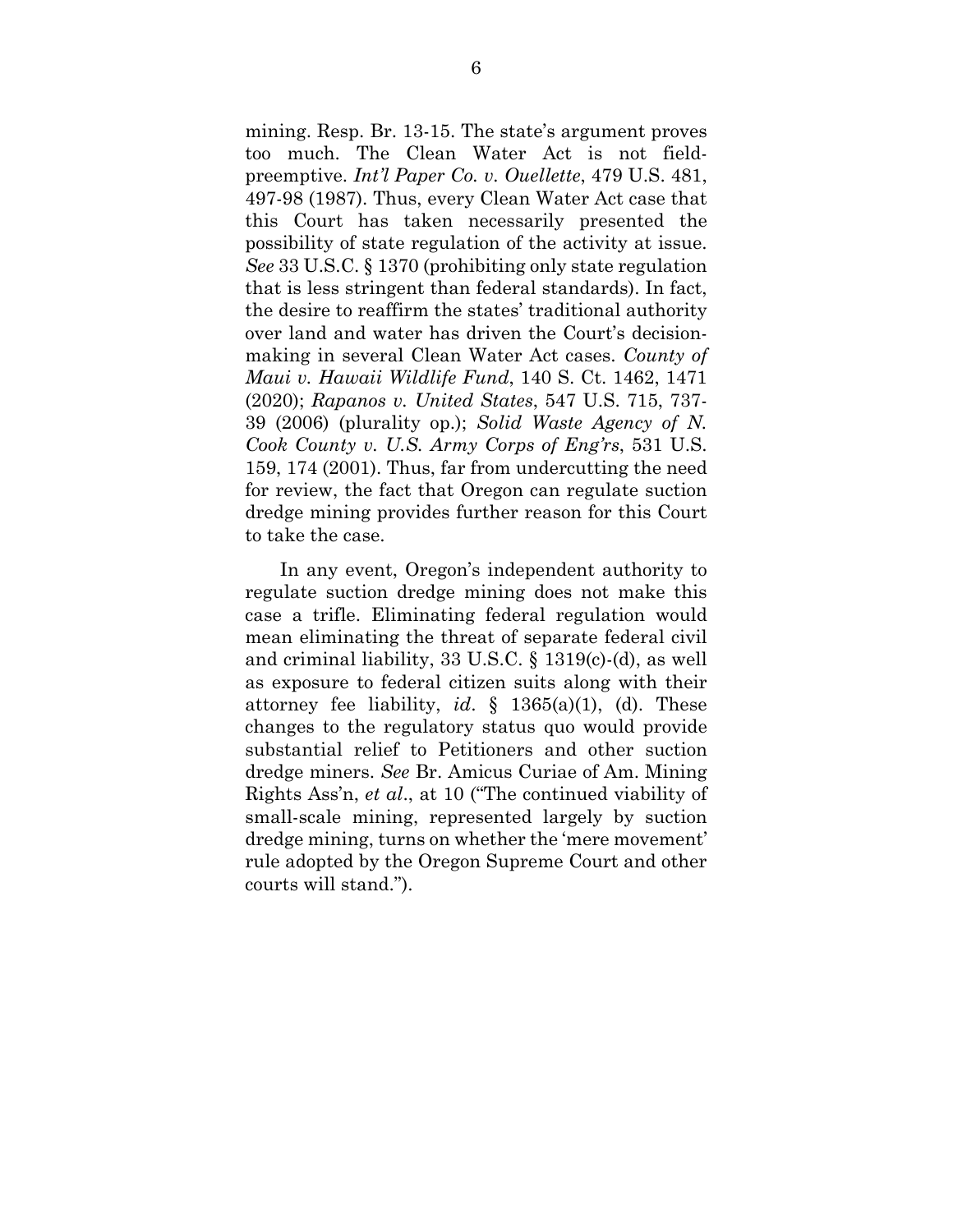mining. Resp. Br. 13-15. The state's argument proves too much. The Clean Water Act is not field-preemptive. *Int'l Paper Co. v. Ouellette*, 479 U.S. 481, 497-98 (1987). Thus, every Clean Water Act case that this Court has taken necessarily presented the possibility of state regulation of the activity at issue. *See* 33 U.S.C. § 1370 (prohibiting only state regulation that is less stringent than federal standards). In fact, the desire to reaffirm the states' traditional authority over land and water has driven the Court's decision-making in several Clean Water Act cases. *County of Maui v. Hawaii Wildlife Fund*, 140 S. Ct. 1462, 1471 (2020); *Rapanos v. United States*, 547 U.S. 715, 737-39 (2006) (plurality op.); *Solid Waste Agency of N. Cook County v. U.S. Army Corps of Eng'rs*, 531 U.S. 159, 174 (2001). Thus, far from undercutting the need for review, the fact that Oregon can regulate suction dredge mining provides further reason for this Court to take the case.

In any event, Oregon's independent authority to regulate suction dredge mining does not make this case a trifle. Eliminating federal regulation would mean eliminating the threat of separate federal civil and criminal liability, 33 U.S.C. § 1319(c)-(d), as well as exposure to federal citizen suits along with their attorney fee liability, *id*. § 1365(a)(1), (d). These changes to the regulatory status quo would provide substantial relief to Petitioners and other suction dredge miners. *See* Br. Amicus Curiae of Am. Mining Rights Ass'n, *et al*., at 10 ("The continued viability of small-scale mining, represented largely by suction dredge mining, turns on whether the 'mere movement' rule adopted by the Oregon Supreme Court and other courts will stand.").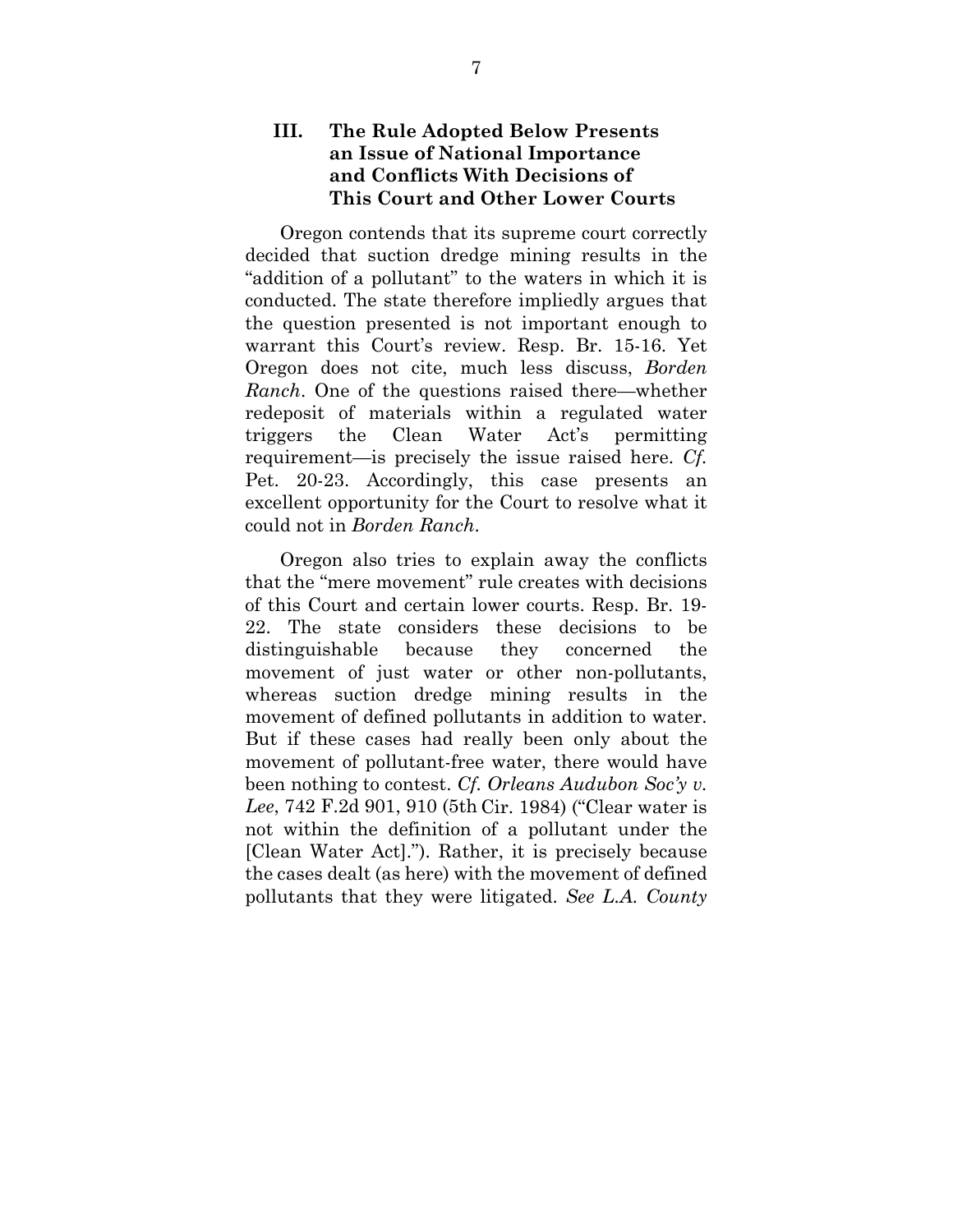### III. The Rule Adopted Below Presents an Issue of National Importance and Conflicts With Decisions of This Court and Other Lower Courts

Oregon contends that its supreme court correctly decided that suction dredge mining results in the "addition of a pollutant" to the waters in which it is conducted. The state therefore impliedly argues that the question presented is not important enough to warrant this Court's review. Resp. Br. 15-16. Yet Oregon does not cite, much less discuss, *Borden Ranch*. One of the questions raised there—whether redeposit of materials within a regulated water triggers the Clean Water Act's permitting requirement—is precisely the issue raised here. *Cf.* Pet. 20-23. Accordingly, this case presents an excellent opportunity for the Court to resolve what it could not in *Borden Ranch*.

Oregon also tries to explain away the conflicts that the "mere movement" rule creates with decisions of this Court and certain lower courts. Resp. Br. 19-22. The state considers these decisions to be distinguishable because they concerned the movement of just water or other non-pollutants, whereas suction dredge mining results in the movement of defined pollutants in addition to water. But if these cases had really been only about the movement of pollutant-free water, there would have been nothing to contest. *Cf. Orleans Audubon Soc'y v. Lee*, 742 F.2d 901, 910 (5th Cir. 1984) ("Clear water is not within the definition of a pollutant under the [Clean Water Act]."). Rather, it is precisely because the cases dealt (as here) with the movement of defined pollutants that they were litigated. *See L.A. County*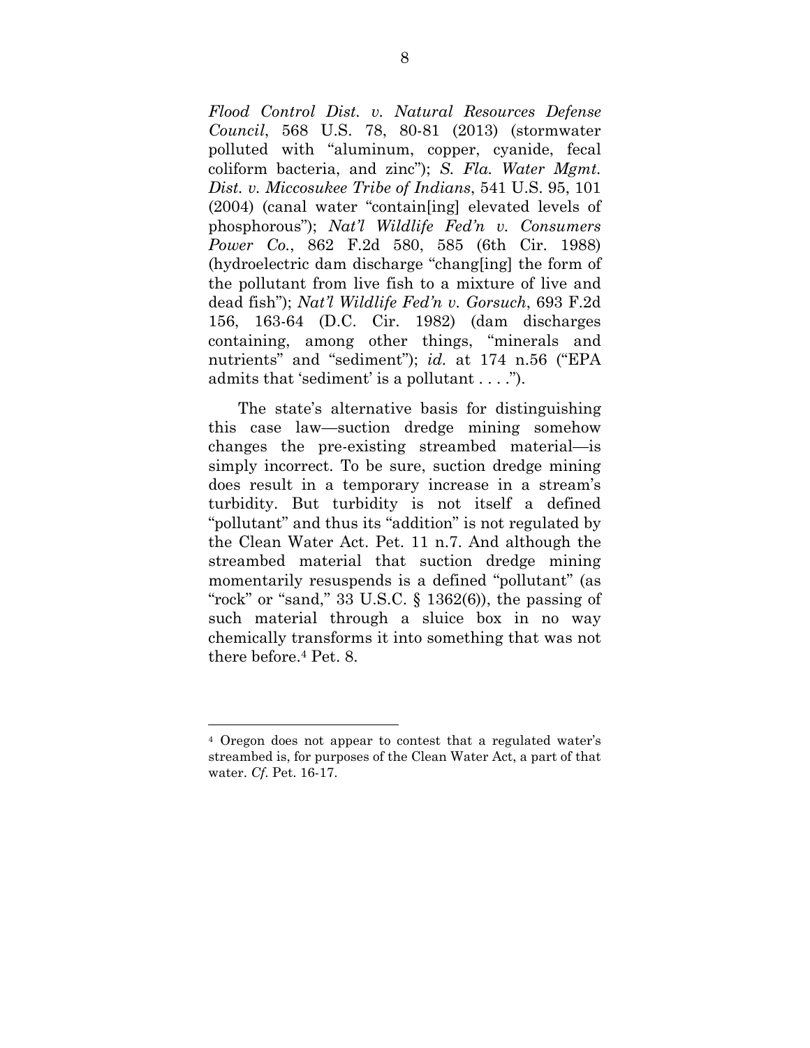*Flood Control Dist. v. Natural Resources Defense Council*, 568 U.S. 78, 80-81 (2013) (stormwater polluted with "aluminum, copper, cyanide, fecal coliform bacteria, and zinc"); *S. Fla. Water Mgmt. Dist. v. Miccosukee Tribe of Indians*, 541 U.S. 95, 101 (2004) (canal water "contain[ing] elevated levels of phosphorous"); *Nat'l Wildlife Fed'n v. Consumers Power Co.*, 862 F.2d 580, 585 (6th Cir. 1988) (hydroelectric dam discharge "chang[ing] the form of the pollutant from live fish to a mixture of live and dead fish"); *Nat'l Wildlife Fed'n v. Gorsuch*, 693 F.2d 156, 163-64 (D.C. Cir. 1982) (dam discharges containing, among other things, "minerals and nutrients" and "sediment"); *id.* at 174 n.56 ("EPA admits that 'sediment' is a pollutant . . . .").

The state's alternative basis for distinguishing this case law—suction dredge mining somehow changes the pre-existing streambed material—is simply incorrect. To be sure, suction dredge mining does result in a temporary increase in a stream's turbidity. But turbidity is not itself a defined "pollutant" and thus its "addition" is not regulated by the Clean Water Act. Pet. 11 n.7. And although the streambed material that suction dredge mining momentarily resuspends is a defined "pollutant" (as "rock" or "sand," 33 U.S.C. § 1362(6)), the passing of such material through a sluice box in no way chemically transforms it into something that was not there before.[4] Pet. 8.

---

[4] Oregon does not appear to contest that a regulated water's streambed is, for purposes of the Clean Water Act, a part of that water. *Cf.* Pet. 16-17.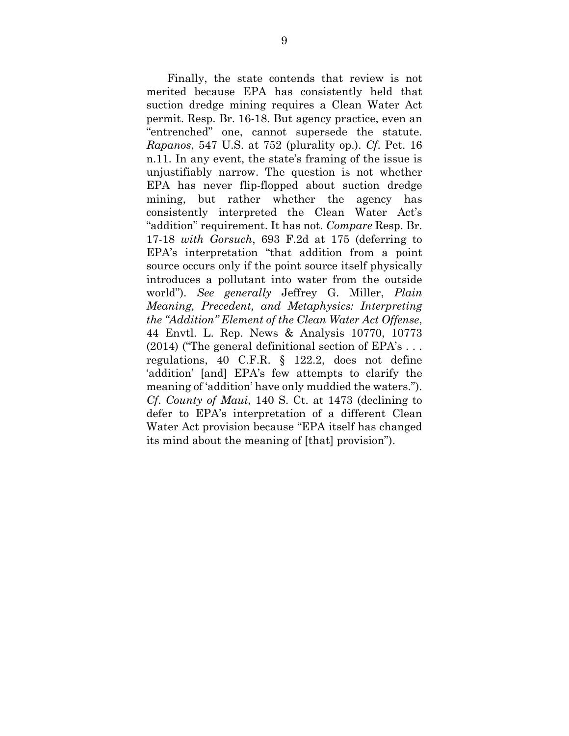Finally, the state contends that review is not merited because EPA has consistently held that suction dredge mining requires a Clean Water Act permit. Resp. Br. 16-18. But agency practice, even an "entrenched" one, cannot supersede the statute. *Rapanos*, 547 U.S. at 752 (plurality op.). *Cf*. Pet. 16 n.11. In any event, the state's framing of the issue is unjustifiably narrow. The question is not whether EPA has never flip-flopped about suction dredge mining, but rather whether the agency has consistently interpreted the Clean Water Act's "addition" requirement. It has not. *Compare* Resp. Br. 17-18 *with Gorsuch*, 693 F.2d at 175 (deferring to EPA's interpretation "that addition from a point source occurs only if the point source itself physically introduces a pollutant into water from the outside world"). *See generally* Jeffrey G. Miller, *Plain Meaning, Precedent, and Metaphysics: Interpreting the "Addition" Element of the Clean Water Act Offense*, 44 Envtl. L. Rep. News & Analysis 10770, 10773 (2014) ("The general definitional section of EPA's . . . regulations, 40 C.F.R. § 122.2, does not define 'addition' [and] EPA's few attempts to clarify the meaning of 'addition' have only muddied the waters."). *Cf*. *County of Maui*, 140 S. Ct. at 1473 (declining to defer to EPA's interpretation of a different Clean Water Act provision because "EPA itself has changed its mind about the meaning of [that] provision").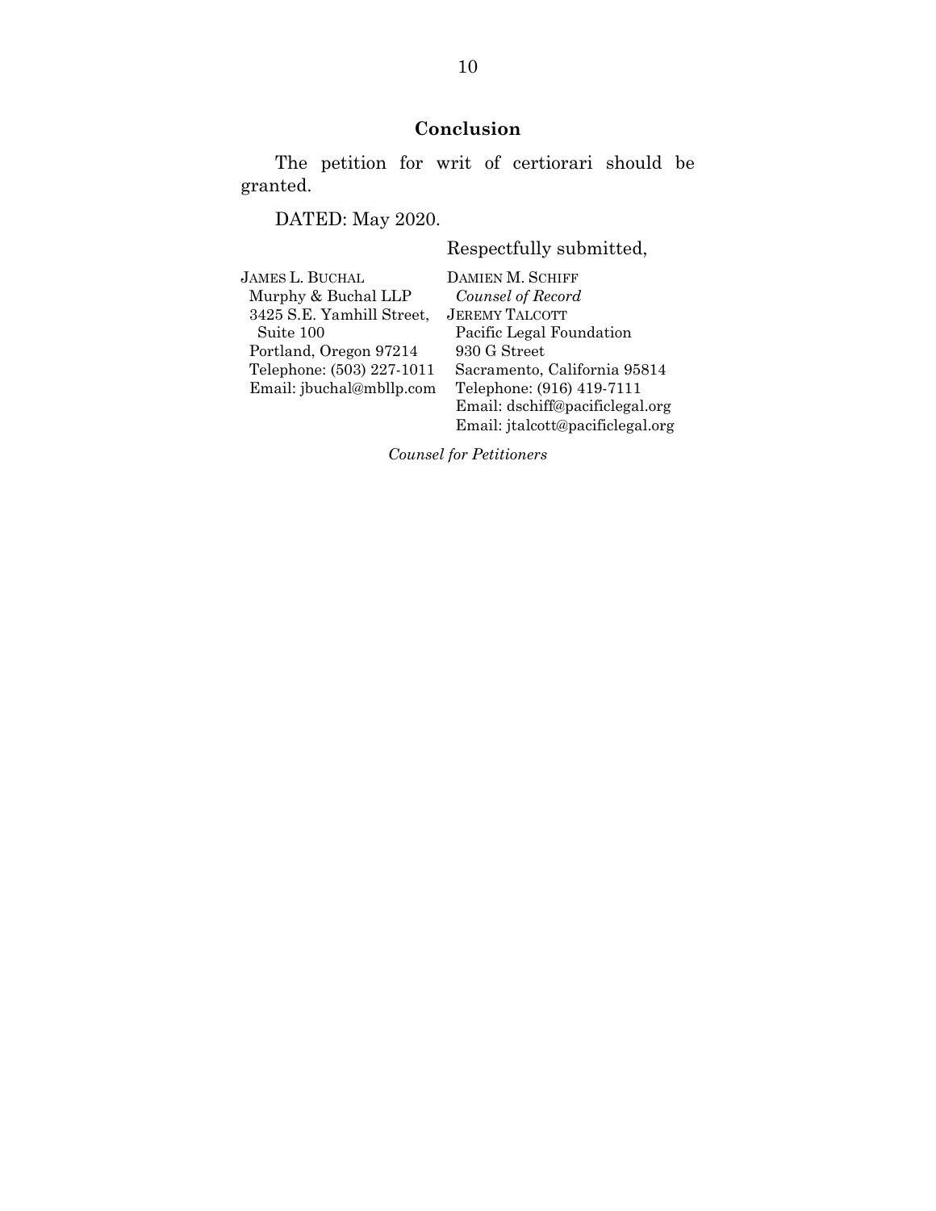## Conclusion

The petition for writ of certiorari should be granted.

DATED: May 2020.

Respectfully submitted,

JAMES L. BUCHAL
Murphy & Buchal LLP
3425 S.E. Yamhill Street, Suite 100
Portland, Oregon 97214
Telephone: (503) 227-1011
Email: jbuchal@mbllp.com

DAMIEN M. SCHIFF
*Counsel of Record*
JEREMY TALCOTT
Pacific Legal Foundation
930 G Street
Sacramento, California 95814
Telephone: (916) 419-7111
Email: dschiff@pacificlegal.org
Email: jtalcott@pacificlegal.org

*Counsel for Petitioners*